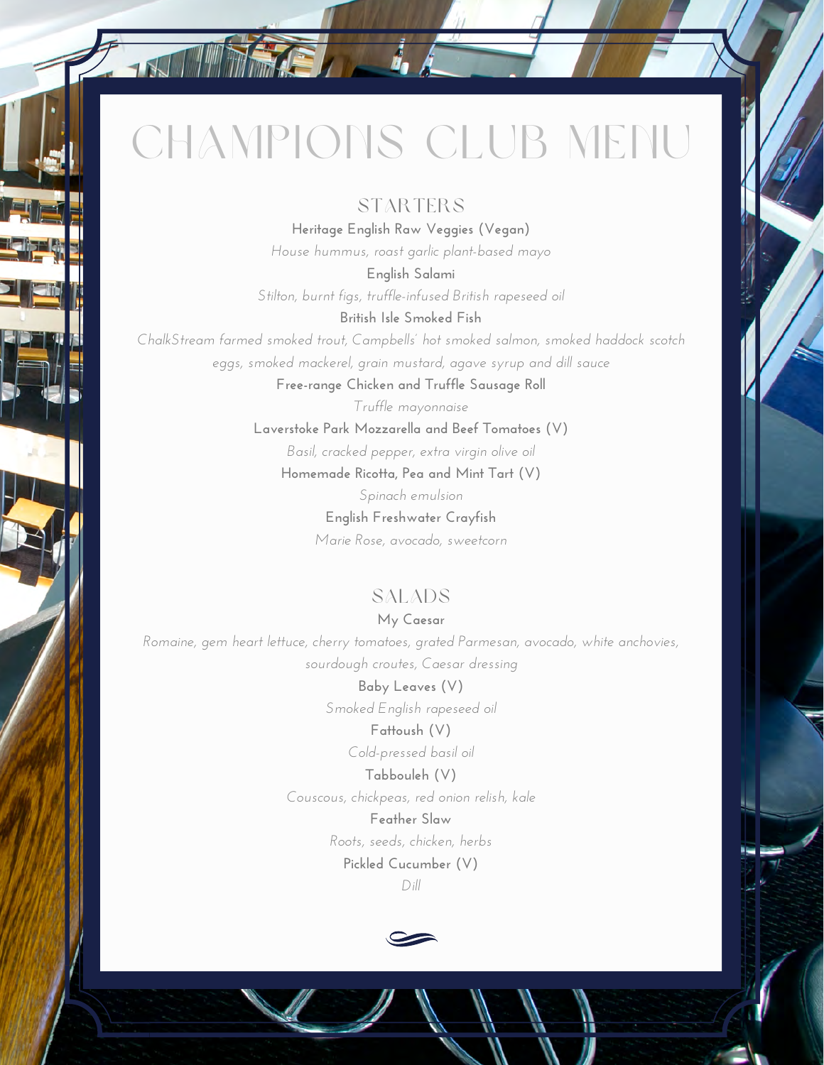# CHAMPIONS CLUB MENU

## STARTERS

**Heritage English Raw Veggies (Vegan)**

*House hummus, roast garlic plant-based mayo*

**English Salami**

*Stilton, burnt figs, truffle-infused British rapeseed oil*

**British Isle Smoked Fish**

*ChalkStream farmed smoked trout, Campbells' hot smoked salmon, smoked haddock scotch eggs, smoked mackerel, grain mustard, agave syrup and dill sauce*

**Free-range Chicken and Truffle Sausage Roll**

*Truffle mayonnaise*

**Laverstoke Park Mozzarella and Beef Tomatoes (V)**

*Basil, cracked pepper, extra virgin olive oil*

**Homemade Ricotta, Pea and Mint Tart (V)**

*Spinach emulsion*

**English Freshwater Crayfish**

*Marie Rose, avocado, sweetcorn*

## SALADS

**My Caesar**

*Romaine, gem heart lettuce, cherry tomatoes, grated Parmesan, avocado, white anchovies, sourdough croutes, Caesar dressing*

**Baby Leaves (V)**

*Smoked English rapeseed oil*

**Fattoush (V)**

*Cold-pressed basil oil*

**Tabbouleh (V)**

*Couscous, chickpeas, red onion relish, kale*

**Feather Slaw**

*Roots, seeds, chicken, herbs*

**Pickled Cucumber (V)**

*Dill*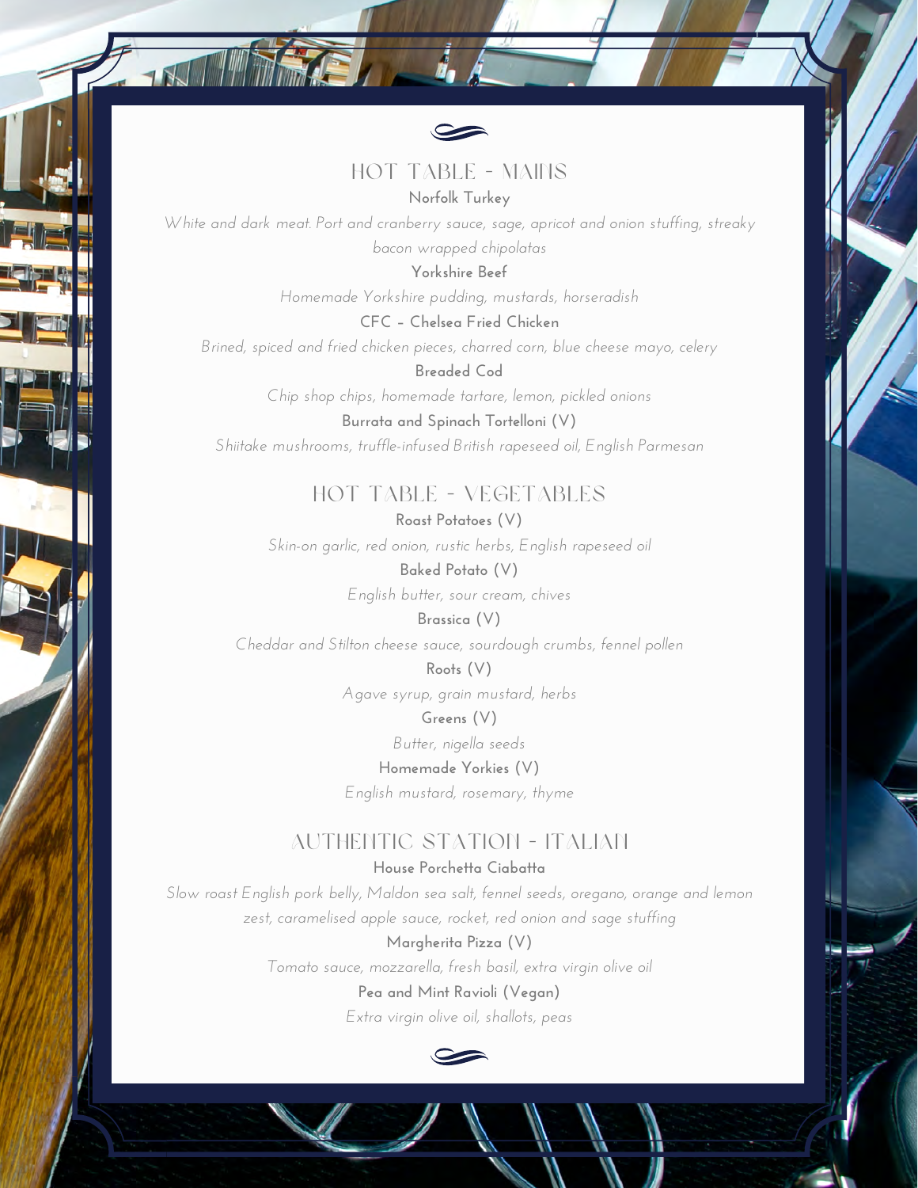## HOT TABLE - MAINS

**Norfolk Turkey**

*White and dark meat. Port and cranberry sauce, sage, apricot and onion stuffing, streaky bacon wrapped chipolatas*

**Yorkshire Beef**

*Homemade Yorkshire pudding, mustards, horseradish*

**CFC – Chelsea Fried Chicken**

*Brined, spiced and fried chicken pieces, charred corn, blue cheese mayo, celery*

**Breaded Cod**

*Chip shop chips, homemade tartare, lemon, pickled onions*

**Burrata and Spinach Tortelloni (V)**

*Shiitake mushrooms, truffle-infused British rapeseed oil, English Parmesan*

## HOT TABLE - VEGETABLES

**Roast Potatoes (V)**

*Skin-on garlic, red onion, rustic herbs, English rapeseed oil*

**Baked Potato (V)**

*English butter, sour cream, chives*

**Brassica (V)**

*Cheddar and Stilton cheese sauce, sourdough crumbs, fennel pollen*

**Roots (V)**

*Agave syrup, grain mustard, herbs*

**Greens (V)**

*Butter, nigella seeds*

**Homemade Yorkies (V)**

*English mustard, rosemary, thyme*

## AUTHENTIC STATION - ITALIAN

**House Porchetta Ciabatta**

*Slow roast English pork belly, Maldon sea salt, fennel seeds, oregano, orange and lemon zest, caramelised apple sauce, rocket, red onion and sage stuffing*

**Margherita Pizza (V)**

*Tomato sauce, mozzarella, fresh basil, extra virgin olive oil*

**Pea and Mint Ravioli (Vegan)**

*Extra virgin olive oil, shallots, peas*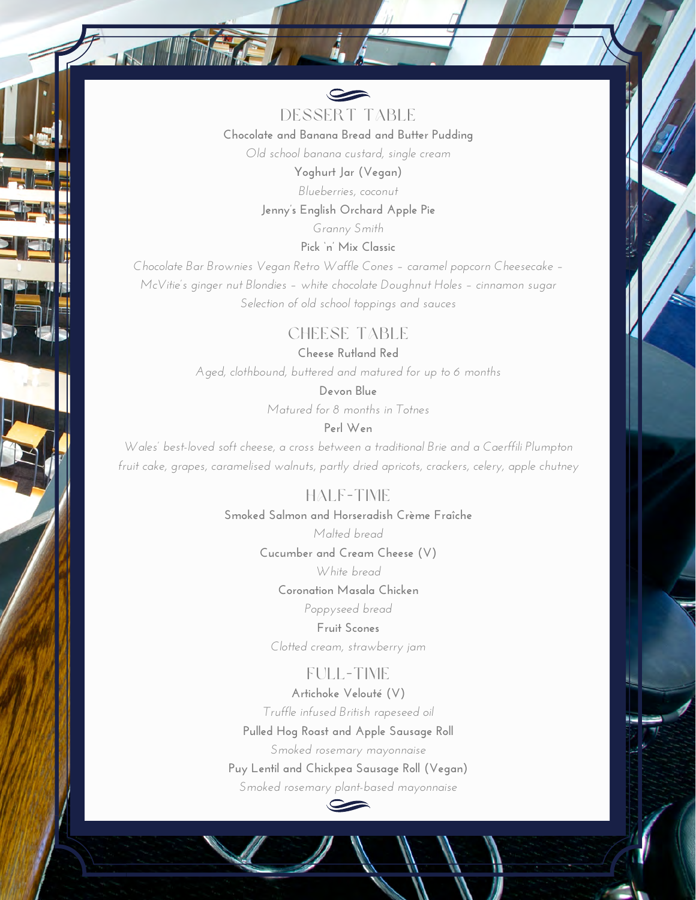## DESSERT TABLE

**Chocolate and Banana Bread and Butter Pudding**

*Old school banana custard, single cream*

**Yoghurt Jar (Vegan)**

*Blueberries, coconut*

**Jenny's English Orchard Apple Pie**

*Granny Smith*

**Pick 'n' Mix Classic**

*Chocolate Bar Brownies Vegan Retro Waffle Cones – caramel popcorn Cheesecake – McVitie's ginger nut Blondies – white chocolate Doughnut Holes – cinnamon sugar Selection of old school toppings and sauces*

## CHEESE TABLE

**Cheese Rutland Red**

*Aged, clothbound, buttered and matured for up to 6 months*

**Devon Blue**

*Matured for 8 months in Totnes*

**Perl Wen**

*Wales' best-loved soft cheese, a cross between a traditional Brie and a Caerffili Plumpton fruit cake, grapes, caramelised walnuts, partly dried apricots, crackers, celery, apple chutney*

## HALF-TIME

**Smoked Salmon and Horseradish Crème Fraîche**

*Malted bread*

**Cucumber and Cream Cheese (V)**

*White bread*

**Coronation Masala Chicken**

*Poppyseed bread*

**Fruit Scones**

*Clotted cream, strawberry jam*

## FULL-TIME

**Artichoke Velouté (V)**

*Truffle infused British rapeseed oil*

**Pulled Hog Roast and Apple Sausage Roll**

*Smoked rosemary mayonnaise*

**Puy Lentil and Chickpea Sausage Roll (Vegan)**

*Smoked rosemary plant-based mayonnaise*